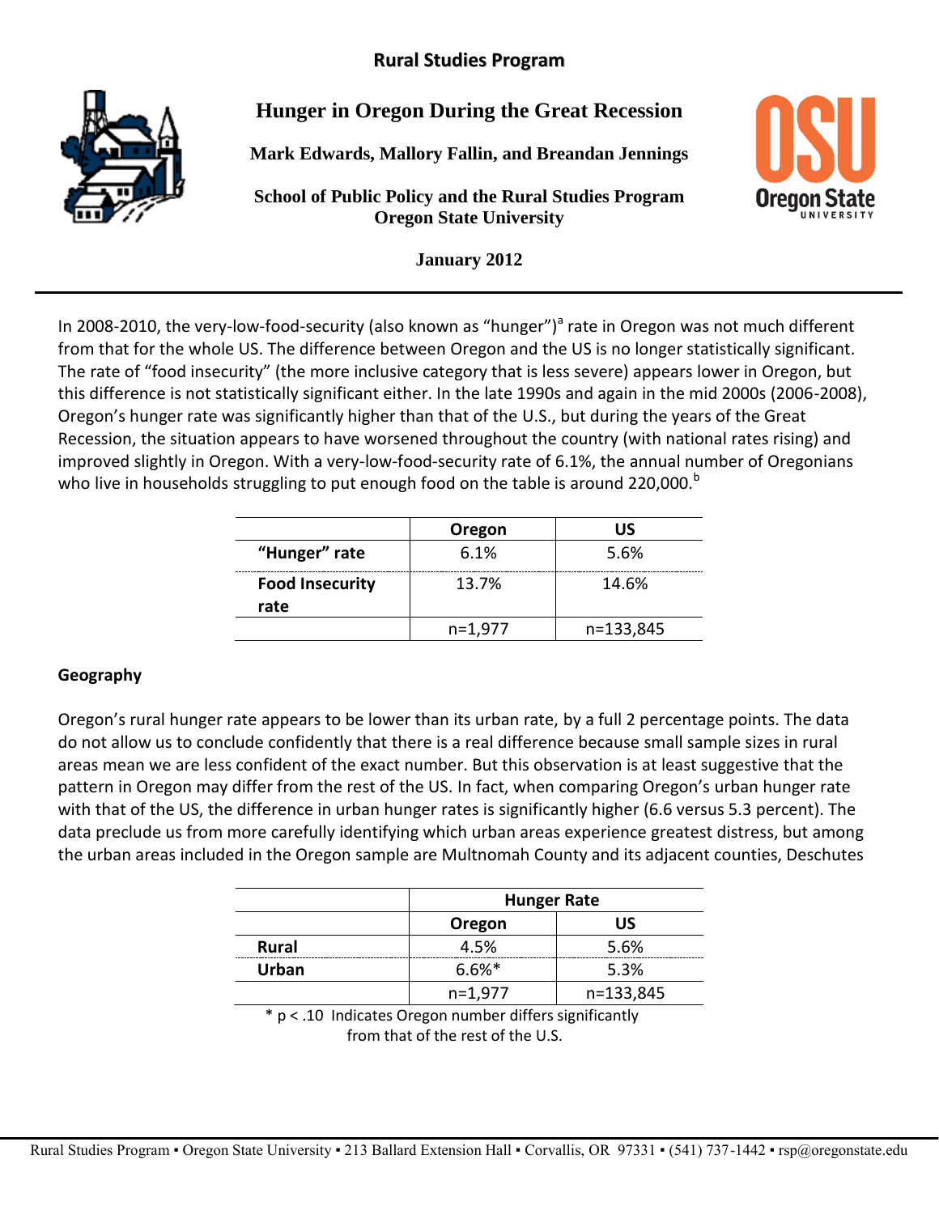**Rural Studies Program**

# Hunger in Oregon During the Great Recession

**Mark Edwards, Mallory Fallin, and Breandan Jennings**

**School of Public Policy and the Rural Studies Program**
**Oregon State University**

**January 2012**

---

In 2008-2010, the very-low-food-security (also known as "hunger")[a] rate in Oregon was not much different from that for the whole US. The difference between Oregon and the US is no longer statistically significant. The rate of "food insecurity" (the more inclusive category that is less severe) appears lower in Oregon, but this difference is not statistically significant either. In the late 1990s and again in the mid 2000s (2006-2008), Oregon's hunger rate was significantly higher than that of the U.S., but during the years of the Great Recession, the situation appears to have worsened throughout the country (with national rates rising) and improved slightly in Oregon. With a very-low-food-security rate of 6.1%, the annual number of Oregonians who live in households struggling to put enough food on the table is around 220,000.[b]

| | Oregon | US |
|---|---|---|
| **"Hunger" rate** | 6.1% | 5.6% |
| **Food Insecurity rate** | 13.7% | 14.6% |
| | n=1,977 | n=133,845 |

### Geography

Oregon's rural hunger rate appears to be lower than its urban rate, by a full 2 percentage points. The data do not allow us to conclude confidently that there is a real difference because small sample sizes in rural areas mean we are less confident of the exact number. But this observation is at least suggestive that the pattern in Oregon may differ from the rest of the US. In fact, when comparing Oregon's urban hunger rate with that of the US, the difference in urban hunger rates is significantly higher (6.6 versus 5.3 percent). The data preclude us from more carefully identifying which urban areas experience greatest distress, but among the urban areas included in the Oregon sample are Multnomah County and its adjacent counties, Deschutes

| | Hunger Rate | |
|---|---|---|
| | **Oregon** | **US** |
| **Rural** | 4.5% | 5.6% |
| **Urban** | 6.6%* | 5.3% |
| | n=1,977 | n=133,845 |

\* $p < .10$ Indicates Oregon number differs significantly from that of the rest of the U.S.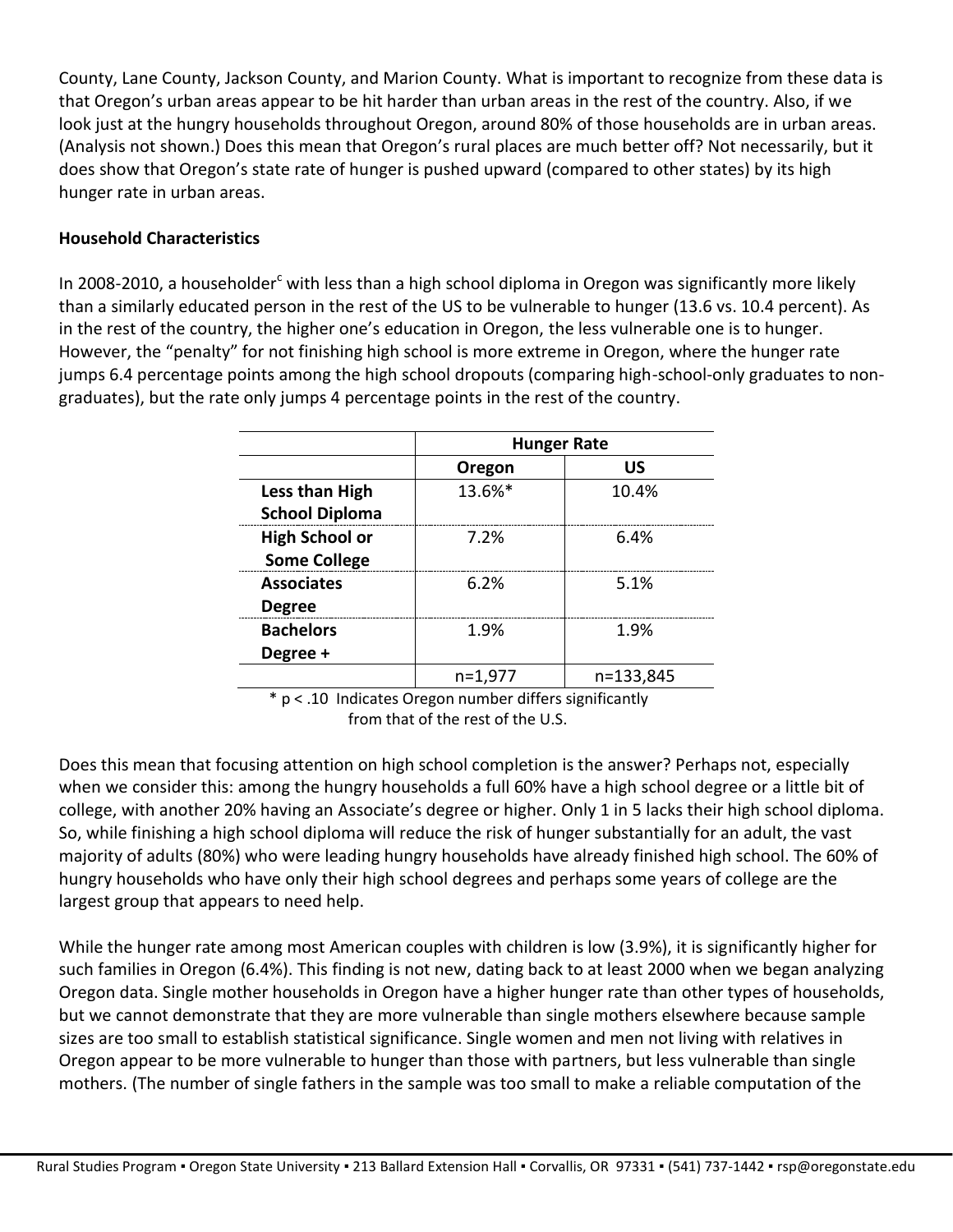County, Lane County, Jackson County, and Marion County. What is important to recognize from these data is that Oregon's urban areas appear to be hit harder than urban areas in the rest of the country. Also, if we look just at the hungry households throughout Oregon, around 80% of those households are in urban areas. (Analysis not shown.) Does this mean that Oregon's rural places are much better off? Not necessarily, but it does show that Oregon's state rate of hunger is pushed upward (compared to other states) by its high hunger rate in urban areas.

**Household Characteristics**

In 2008-2010, a householder[c] with less than a high school diploma in Oregon was significantly more likely than a similarly educated person in the rest of the US to be vulnerable to hunger (13.6 vs. 10.4 percent). As in the rest of the country, the higher one's education in Oregon, the less vulnerable one is to hunger. However, the "penalty" for not finishing high school is more extreme in Oregon, where the hunger rate jumps 6.4 percentage points among the high school dropouts (comparing high-school-only graduates to non-graduates), but the rate only jumps 4 percentage points in the rest of the country.

| | **Hunger Rate** | |
|---|---|---|
| | **Oregon** | **US** |
| **Less than High School Diploma** | 13.6%* | 10.4% |
| **High School or Some College** | 7.2% | 6.4% |
| **Associates Degree** | 6.2% | 5.1% |
| **Bachelors Degree +** | 1.9% | 1.9% |
| | n=1,977 | n=133,845 |

\* p < .10 Indicates Oregon number differs significantly from that of the rest of the U.S.

Does this mean that focusing attention on high school completion is the answer? Perhaps not, especially when we consider this: among the hungry households a full 60% have a high school degree or a little bit of college, with another 20% having an Associate's degree or higher. Only 1 in 5 lacks their high school diploma. So, while finishing a high school diploma will reduce the risk of hunger substantially for an adult, the vast majority of adults (80%) who were leading hungry households have already finished high school. The 60% of hungry households who have only their high school degrees and perhaps some years of college are the largest group that appears to need help.

While the hunger rate among most American couples with children is low (3.9%), it is significantly higher for such families in Oregon (6.4%). This finding is not new, dating back to at least 2000 when we began analyzing Oregon data. Single mother households in Oregon have a higher hunger rate than other types of households, but we cannot demonstrate that they are more vulnerable than single mothers elsewhere because sample sizes are too small to establish statistical significance. Single women and men not living with relatives in Oregon appear to be more vulnerable to hunger than those with partners, but less vulnerable than single mothers. (The number of single fathers in the sample was too small to make a reliable computation of the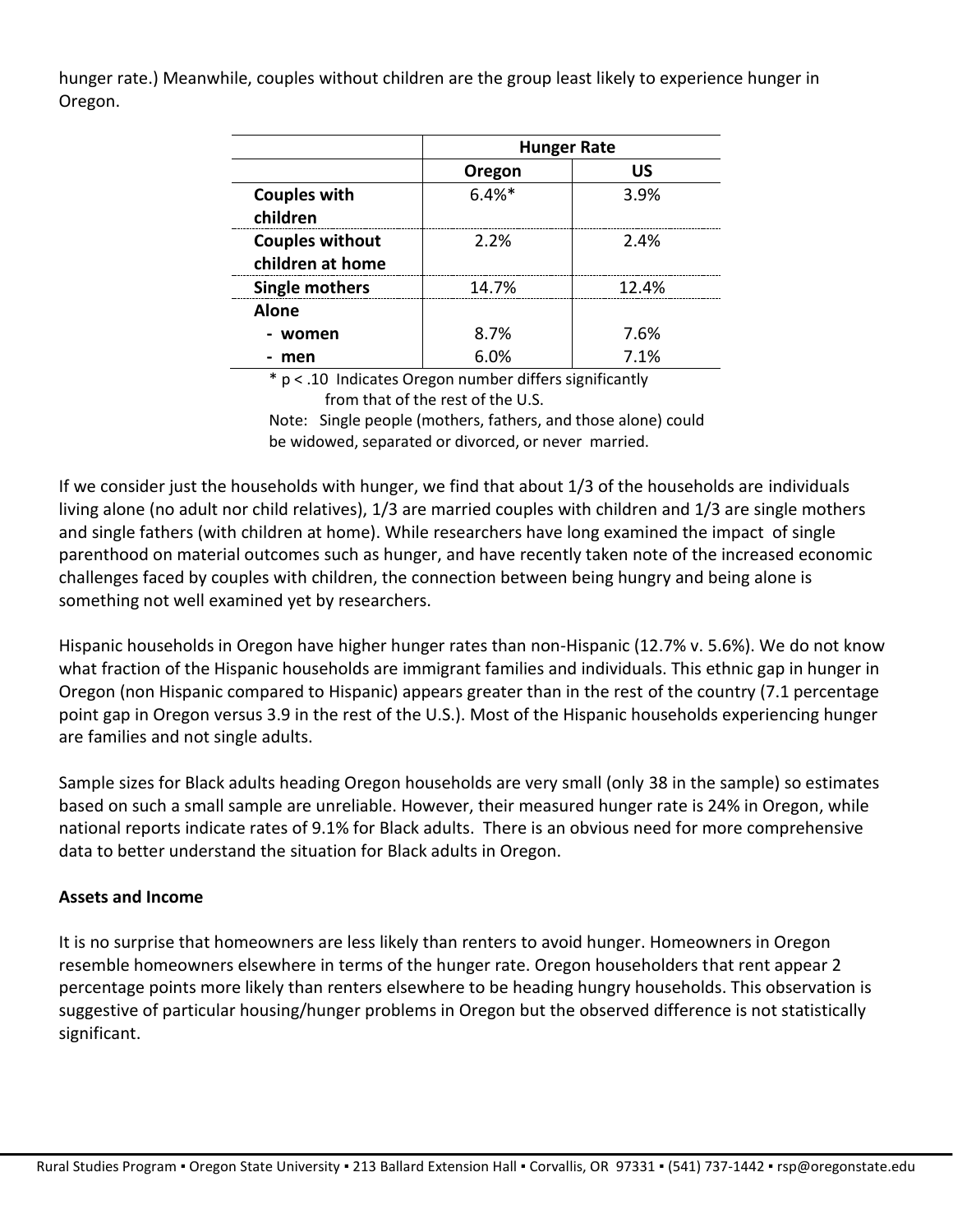hunger rate.) Meanwhile, couples without children are the group least likely to experience hunger in Oregon.

| | Hunger Rate | |
|---|---|---|
| | **Oregon** | **US** |
| **Couples with children** | 6.4%* | 3.9% |
| **Couples without children at home** | 2.2% | 2.4% |
| **Single mothers** | 14.7% | 12.4% |
| **Alone** | | |
| **- women** | 8.7% | 7.6% |
| **- men** | 6.0% | 7.1% |

* $p < .10$ Indicates Oregon number differs significantly from that of the rest of the U.S.

Note: Single people (mothers, fathers, and those alone) could be widowed, separated or divorced, or never married.

If we consider just the households with hunger, we find that about 1/3 of the households are individuals living alone (no adult nor child relatives), 1/3 are married couples with children and 1/3 are single mothers and single fathers (with children at home). While researchers have long examined the impact of single parenthood on material outcomes such as hunger, and have recently taken note of the increased economic challenges faced by couples with children, the connection between being hungry and being alone is something not well examined yet by researchers.

Hispanic households in Oregon have higher hunger rates than non-Hispanic (12.7% v. 5.6%). We do not know what fraction of the Hispanic households are immigrant families and individuals. This ethnic gap in hunger in Oregon (non Hispanic compared to Hispanic) appears greater than in the rest of the country (7.1 percentage point gap in Oregon versus 3.9 in the rest of the U.S.). Most of the Hispanic households experiencing hunger are families and not single adults.

Sample sizes for Black adults heading Oregon households are very small (only 38 in the sample) so estimates based on such a small sample are unreliable. However, their measured hunger rate is 24% in Oregon, while national reports indicate rates of 9.1% for Black adults. There is an obvious need for more comprehensive data to better understand the situation for Black adults in Oregon.

**Assets and Income**

It is no surprise that homeowners are less likely than renters to avoid hunger. Homeowners in Oregon resemble homeowners elsewhere in terms of the hunger rate. Oregon householders that rent appear 2 percentage points more likely than renters elsewhere to be heading hungry households. This observation is suggestive of particular housing/hunger problems in Oregon but the observed difference is not statistically significant.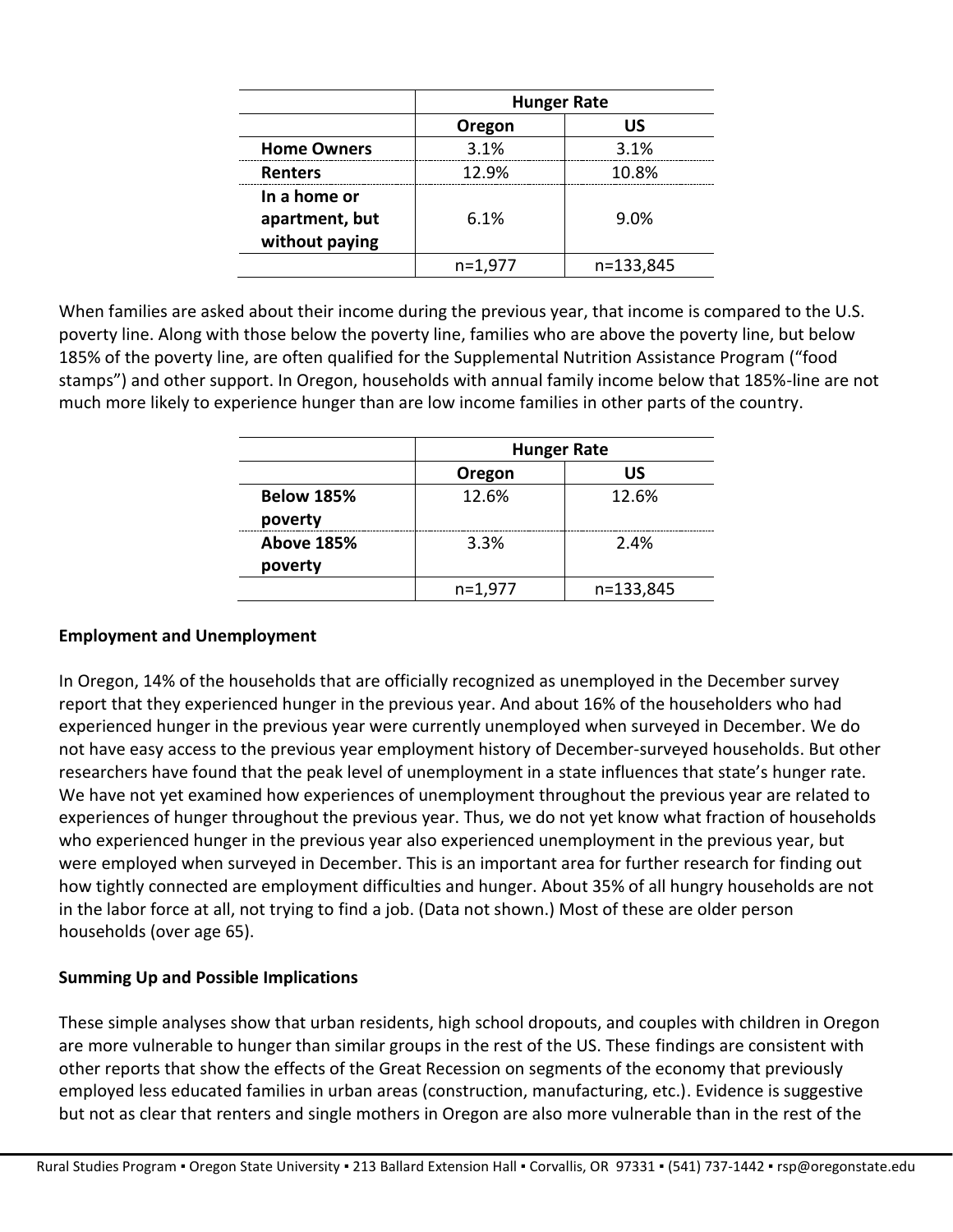| | Hunger Rate | |
|---|---|---|
| | **Oregon** | **US** |
| **Home Owners** | 3.1% | 3.1% |
| **Renters** | 12.9% | 10.8% |
| **In a home or apartment, but without paying** | 6.1% | 9.0% |
| | n=1,977 | n=133,845 |

When families are asked about their income during the previous year, that income is compared to the U.S. poverty line. Along with those below the poverty line, families who are above the poverty line, but below 185% of the poverty line, are often qualified for the Supplemental Nutrition Assistance Program ("food stamps") and other support. In Oregon, households with annual family income below that 185%-line are not much more likely to experience hunger than are low income families in other parts of the country.

| | Hunger Rate | |
|---|---|---|
| | **Oregon** | **US** |
| **Below 185% poverty** | 12.6% | 12.6% |
| **Above 185% poverty** | 3.3% | 2.4% |
| | n=1,977 | n=133,845 |

**Employment and Unemployment**

In Oregon, 14% of the households that are officially recognized as unemployed in the December survey report that they experienced hunger in the previous year. And about 16% of the householders who had experienced hunger in the previous year were currently unemployed when surveyed in December. We do not have easy access to the previous year employment history of December-surveyed households. But other researchers have found that the peak level of unemployment in a state influences that state's hunger rate. We have not yet examined how experiences of unemployment throughout the previous year are related to experiences of hunger throughout the previous year. Thus, we do not yet know what fraction of households who experienced hunger in the previous year also experienced unemployment in the previous year, but were employed when surveyed in December. This is an important area for further research for finding out how tightly connected are employment difficulties and hunger. About 35% of all hungry households are not in the labor force at all, not trying to find a job. (Data not shown.) Most of these are older person households (over age 65).

**Summing Up and Possible Implications**

These simple analyses show that urban residents, high school dropouts, and couples with children in Oregon are more vulnerable to hunger than similar groups in the rest of the US. These findings are consistent with other reports that show the effects of the Great Recession on segments of the economy that previously employed less educated families in urban areas (construction, manufacturing, etc.). Evidence is suggestive but not as clear that renters and single mothers in Oregon are also more vulnerable than in the rest of the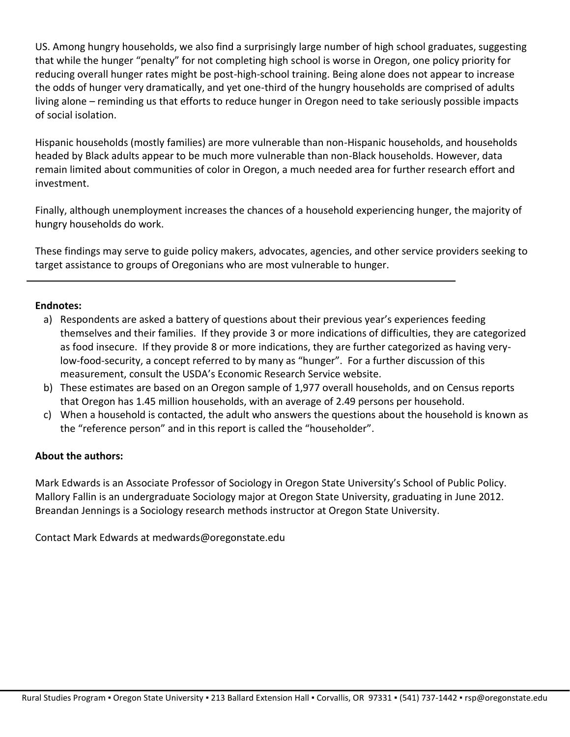US. Among hungry households, we also find a surprisingly large number of high school graduates, suggesting that while the hunger "penalty" for not completing high school is worse in Oregon, one policy priority for reducing overall hunger rates might be post-high-school training. Being alone does not appear to increase the odds of hunger very dramatically, and yet one-third of the hungry households are comprised of adults living alone – reminding us that efforts to reduce hunger in Oregon need to take seriously possible impacts of social isolation.

Hispanic households (mostly families) are more vulnerable than non-Hispanic households, and households headed by Black adults appear to be much more vulnerable than non-Black households. However, data remain limited about communities of color in Oregon, a much needed area for further research effort and investment.

Finally, although unemployment increases the chances of a household experiencing hunger, the majority of hungry households do work.

These findings may serve to guide policy makers, advocates, agencies, and other service providers seeking to target assistance to groups of Oregonians who are most vulnerable to hunger.

---

**Endnotes:**

a) Respondents are asked a battery of questions about their previous year's experiences feeding themselves and their families. If they provide 3 or more indications of difficulties, they are categorized as food insecure. If they provide 8 or more indications, they are further categorized as having very-low-food-security, a concept referred to by many as "hunger". For a further discussion of this measurement, consult the USDA's Economic Research Service website.

b) These estimates are based on an Oregon sample of 1,977 overall households, and on Census reports that Oregon has 1.45 million households, with an average of 2.49 persons per household.

c) When a household is contacted, the adult who answers the questions about the household is known as the "reference person" and in this report is called the "householder".

**About the authors:**

Mark Edwards is an Associate Professor of Sociology in Oregon State University's School of Public Policy. Mallory Fallin is an undergraduate Sociology major at Oregon State University, graduating in June 2012. Breandan Jennings is a Sociology research methods instructor at Oregon State University.

Contact Mark Edwards at medwards@oregonstate.edu

Rural Studies Program ▪ Oregon State University ▪ 213 Ballard Extension Hall ▪ Corvallis, OR 97331 ▪ (541) 737-1442 ▪ rsp@oregonstate.edu